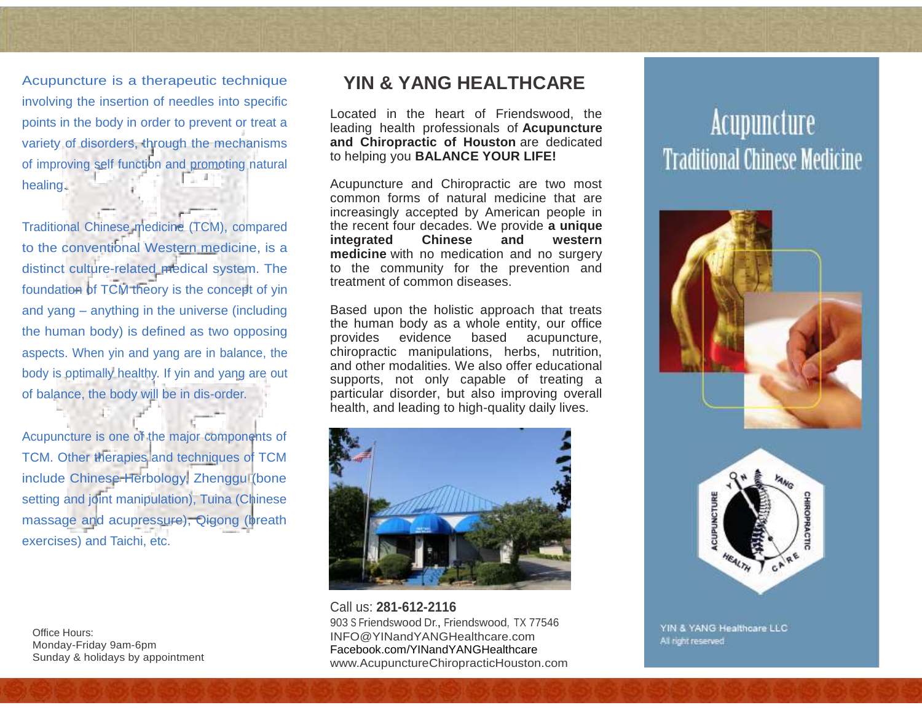Acupuncture is a therapeutic technique involving the insertion of needles into specific points in the body in order to prevent or treat a variety of disorders, through the mechanisms of improving self function and promoting natural healing.

Traditional Chinese medicine (TCM), compared to the conventional Western medicine, is a distinct culture-related medical system. The foundation of TCM theory is the concept of yin and yang – anything in the universe (including the human body) is defined as two opposing aspects. When yin and yang are in balance, the body is optimally healthy. If yin and yang are out of balance, the body will be in dis-order.

Acupuncture is one of the major components of TCM. Other therapies and techniques of TCM include Chinese Herbology, Zhenggu (bone setting and joint manipulation), Tuina (Chinese massage and acupressure), Qigong (breath exercises) and Taichi, etc.

Office Hours:
Monday-Friday 9am-6pm
Sunday & holidays by appointment

## YIN & YANG HEALTHCARE

Located in the heart of Friendswood, the leading health professionals of **Acupuncture and Chiropractic of Houston** are dedicated to helping you **BALANCE YOUR LIFE!**

Acupuncture and Chiropractic are two most common forms of natural medicine that are increasingly accepted by American people in the recent four decades. We provide **a unique integrated Chinese and western medicine** with no medication and no surgery to the community for the prevention and treatment of common diseases.

Based upon the holistic approach that treats the human body as a whole entity, our office provides evidence based acupuncture, chiropractic manipulations, herbs, nutrition, and other modalities. We also offer educational supports, not only capable of treating a particular disorder, but also improving overall health, and leading to high-quality daily lives.

Call us: **281-612-2116**
903 S Friendswood Dr., Friendswood, TX 77546
INFO@YINandYANGHealthcare.com
Facebook.com/YINandYANGHealthcare
www.AcupunctureChiropracticHouston.com

# Acupuncture
# Traditional Chinese Medicine

YIN & YANG Healthcare LLC
All right reserved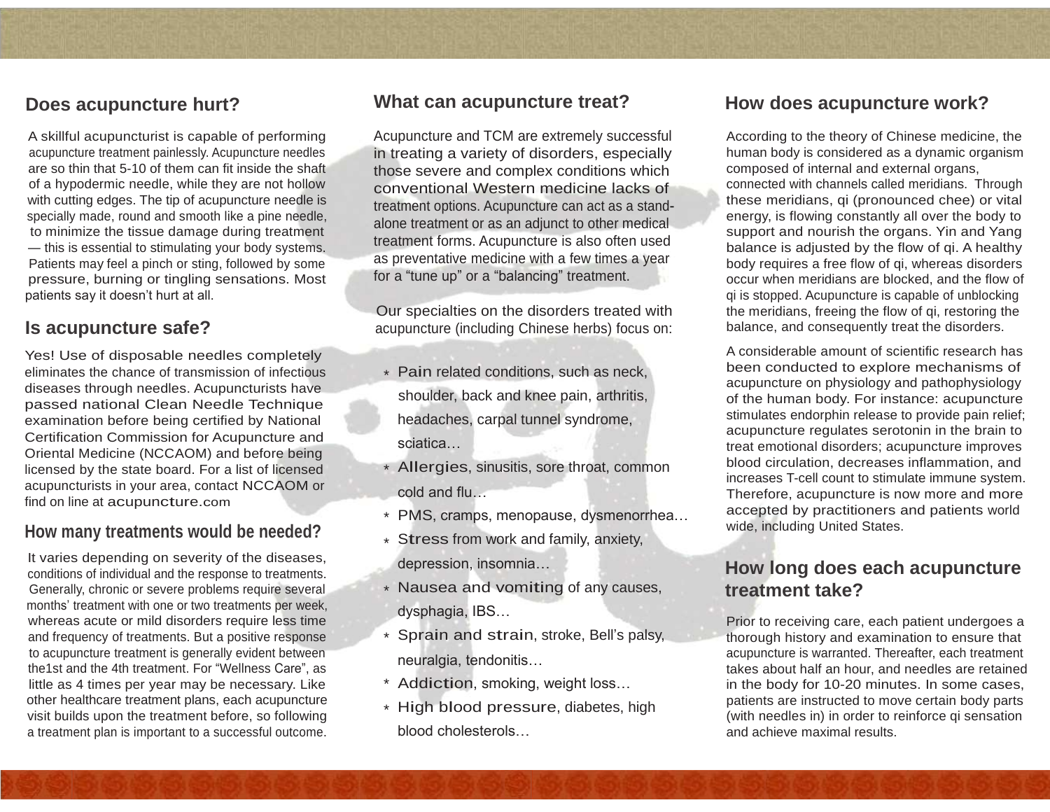## Does acupuncture hurt?

A skillful acupuncturist is capable of performing acupuncture treatment painlessly. Acupuncture needles are so thin that 5-10 of them can fit inside the shaft of a hypodermic needle, while they are not hollow with cutting edges. The tip of acupuncture needle is specially made, round and smooth like a pine needle, to minimize the tissue damage during treatment — this is essential to stimulating your body systems. Patients may feel a pinch or sting, followed by some pressure, burning or tingling sensations. Most patients say it doesn't hurt at all.

## Is acupuncture safe?

Yes! Use of disposable needles completely eliminates the chance of transmission of infectious diseases through needles. Acupuncturists have passed national Clean Needle Technique examination before being certified by National Certification Commission for Acupuncture and Oriental Medicine (NCCAOM) and before being licensed by the state board. For a list of licensed acupuncturists in your area, contact NCCAOM or find on line at acupuncture.com

## How many treatments would be needed?

It varies depending on severity of the diseases, conditions of individual and the response to treatments. Generally, chronic or severe problems require several months' treatment with one or two treatments per week, whereas acute or mild disorders require less time and frequency of treatments. But a positive response to acupuncture treatment is generally evident between the1st and the 4th treatment. For "Wellness Care", as little as 4 times per year may be necessary. Like other healthcare treatment plans, each acupuncture visit builds upon the treatment before, so following a treatment plan is important to a successful outcome.

## What can acupuncture treat?

Acupuncture and TCM are extremely successful in treating a variety of disorders, especially those severe and complex conditions which conventional Western medicine lacks of treatment options. Acupuncture can act as a stand-alone treatment or as an adjunct to other medical treatment forms. Acupuncture is also often used as preventative medicine with a few times a year for a "tune up" or a "balancing" treatment.

Our specialties on the disorders treated with acupuncture (including Chinese herbs) focus on:

* Pain related conditions, such as neck, shoulder, back and knee pain, arthritis, headaches, carpal tunnel syndrome, sciatica…
* Allergies, sinusitis, sore throat, common cold and flu…
* PMS, cramps, menopause, dysmenorrhea…
* Stress from work and family, anxiety, depression, insomnia…
* Nausea and vomiting of any causes, dysphagia, IBS…
* Sprain and strain, stroke, Bell's palsy, neuralgia, tendonitis…
* Addiction, smoking, weight loss…
* High blood pressure, diabetes, high blood cholesterols…

## How does acupuncture work?

According to the theory of Chinese medicine, the human body is considered as a dynamic organism composed of internal and external organs, connected with channels called meridians. Through these meridians, qi (pronounced chee) or vital energy, is flowing constantly all over the body to support and nourish the organs. Yin and Yang balance is adjusted by the flow of qi. A healthy body requires a free flow of qi, whereas disorders occur when meridians are blocked, and the flow of qi is stopped. Acupuncture is capable of unblocking the meridians, freeing the flow of qi, restoring the balance, and consequently treat the disorders.

A considerable amount of scientific research has been conducted to explore mechanisms of acupuncture on physiology and pathophysiology of the human body. For instance: acupuncture stimulates endorphin release to provide pain relief; acupuncture regulates serotonin in the brain to treat emotional disorders; acupuncture improves blood circulation, decreases inflammation, and increases T-cell count to stimulate immune system. Therefore, acupuncture is now more and more accepted by practitioners and patients world wide, including United States.

## How long does each acupuncture treatment take?

Prior to receiving care, each patient undergoes a thorough history and examination to ensure that acupuncture is warranted. Thereafter, each treatment takes about half an hour, and needles are retained in the body for 10-20 minutes. In some cases, patients are instructed to move certain body parts (with needles in) in order to reinforce qi sensation and achieve maximal results.